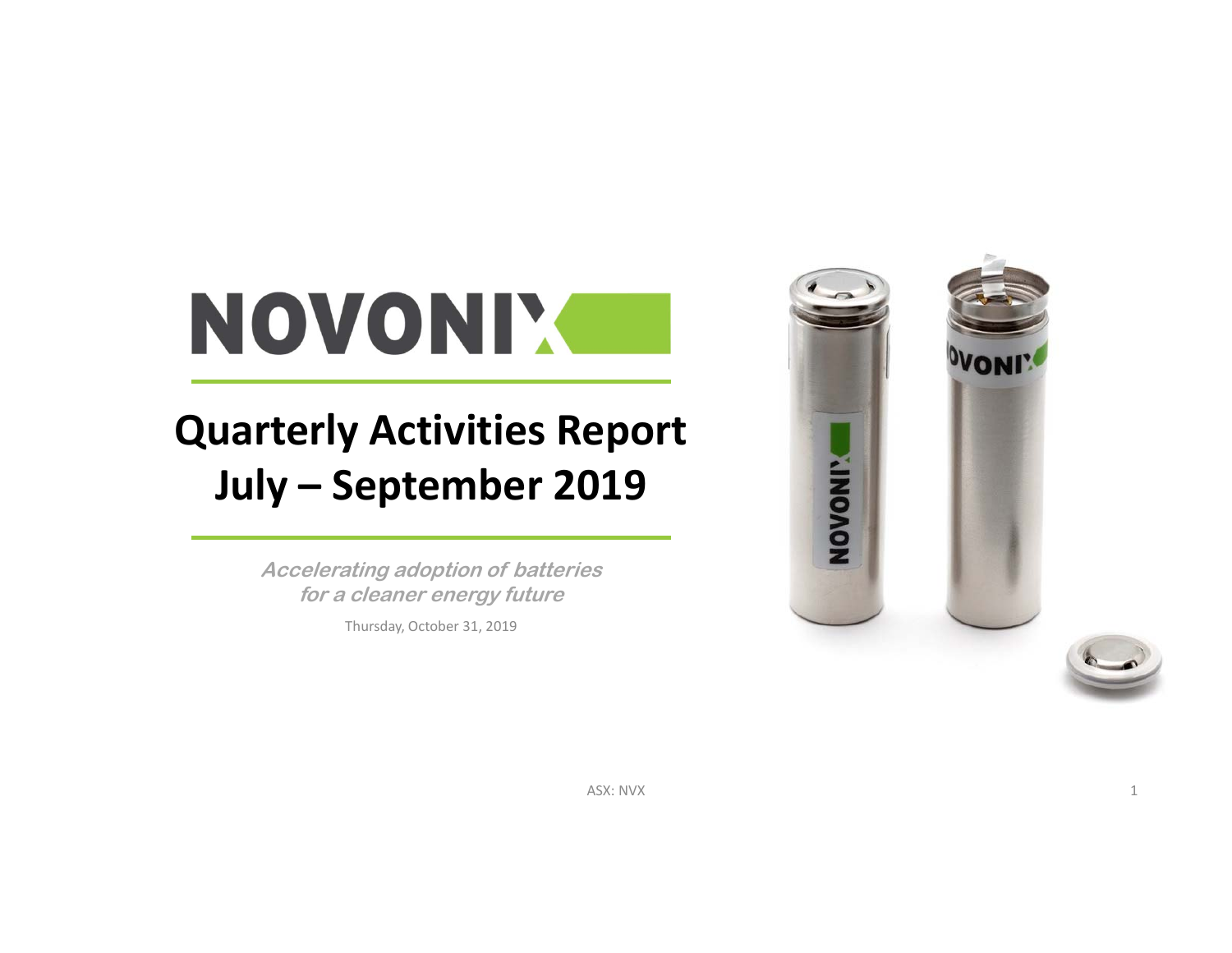# NOVONIX

## Quarterly Activities Report
## July – September 2019

***Accelerating adoption of batteries for a cleaner energy future***

Thursday, October 31, 2019

ASX: NVX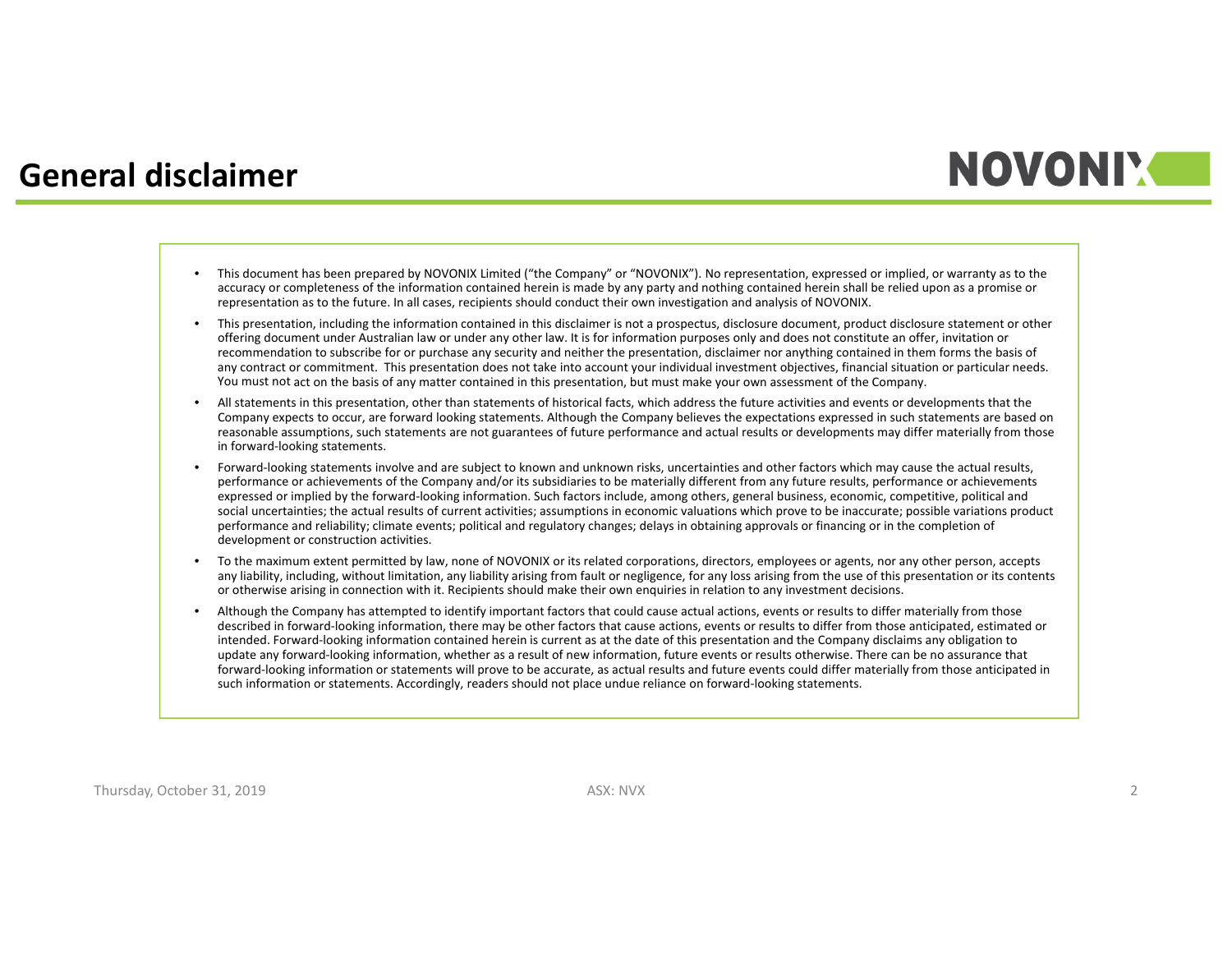# General disclaimer

- This document has been prepared by NOVONIX Limited ("the Company" or "NOVONIX"). No representation, expressed or implied, or warranty as to the accuracy or completeness of the information contained herein is made by any party and nothing contained herein shall be relied upon as a promise or representation as to the future. In all cases, recipients should conduct their own investigation and analysis of NOVONIX.
- This presentation, including the information contained in this disclaimer is not a prospectus, disclosure document, product disclosure statement or other offering document under Australian law or under any other law. It is for information purposes only and does not constitute an offer, invitation or recommendation to subscribe for or purchase any security and neither the presentation, disclaimer nor anything contained in them forms the basis of any contract or commitment. This presentation does not take into account your individual investment objectives, financial situation or particular needs. You must not act on the basis of any matter contained in this presentation, but must make your own assessment of the Company.
- All statements in this presentation, other than statements of historical facts, which address the future activities and events or developments that the Company expects to occur, are forward looking statements. Although the Company believes the expectations expressed in such statements are based on reasonable assumptions, such statements are not guarantees of future performance and actual results or developments may differ materially from those in forward-looking statements.
- Forward-looking statements involve and are subject to known and unknown risks, uncertainties and other factors which may cause the actual results, performance or achievements of the Company and/or its subsidiaries to be materially different from any future results, performance or achievements expressed or implied by the forward-looking information. Such factors include, among others, general business, economic, competitive, political and social uncertainties; the actual results of current activities; assumptions in economic valuations which prove to be inaccurate; possible variations product performance and reliability; climate events; political and regulatory changes; delays in obtaining approvals or financing or in the completion of development or construction activities.
- To the maximum extent permitted by law, none of NOVONIX or its related corporations, directors, employees or agents, nor any other person, accepts any liability, including, without limitation, any liability arising from fault or negligence, for any loss arising from the use of this presentation or its contents or otherwise arising in connection with it. Recipients should make their own enquiries in relation to any investment decisions.
- Although the Company has attempted to identify important factors that could cause actual actions, events or results to differ materially from those described in forward-looking information, there may be other factors that cause actions, events or results to differ from those anticipated, estimated or intended. Forward-looking information contained herein is current as at the date of this presentation and the Company disclaims any obligation to update any forward-looking information, whether as a result of new information, future events or results otherwise. There can be no assurance that forward-looking information or statements will prove to be accurate, as actual results and future events could differ materially from those anticipated in such information or statements. Accordingly, readers should not place undue reliance on forward-looking statements.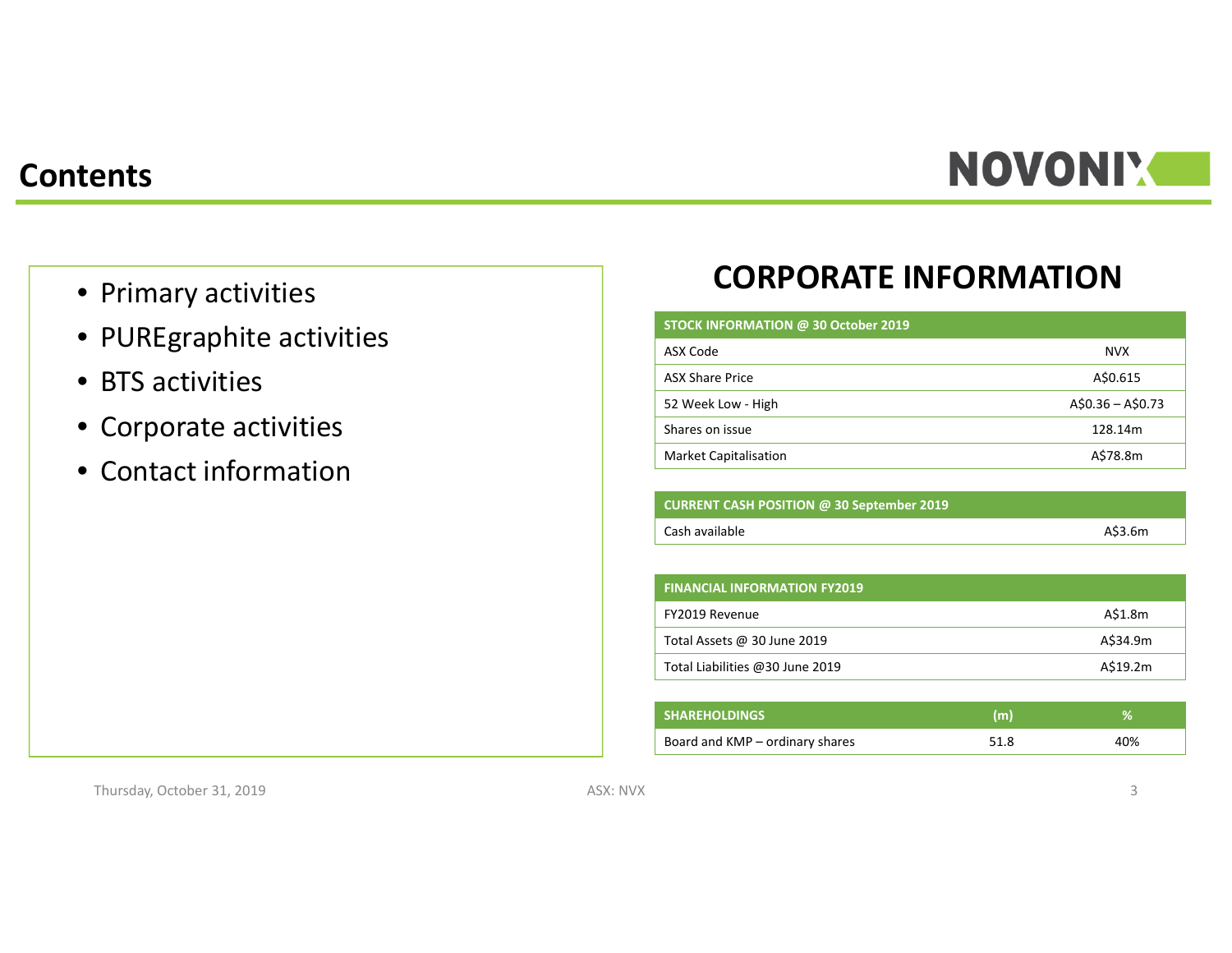# Contents

- Primary activities
- PUREgraphite activities
- BTS activities
- Corporate activities
- Contact information

## CORPORATE INFORMATION

| STOCK INFORMATION @ 30 October 2019 | |
|---|---|
| ASX Code | NVX |
| ASX Share Price | A$0.615 |
| 52 Week Low - High | A$0.36 – A$0.73 |
| Shares on issue | 128.14m |
| Market Capitalisation | A$78.8m |

| CURRENT CASH POSITION @ 30 September 2019 | |
|---|---|
| Cash available | A$3.6m |

| FINANCIAL INFORMATION FY2019 | |
|---|---|
| FY2019 Revenue | A$1.8m |
| Total Assets @ 30 June 2019 | A$34.9m |
| Total Liabilities @30 June 2019 | A$19.2m |

| SHAREHOLDINGS | (m) | % |
|---|---|---|
| Board and KMP – ordinary shares | 51.8 | 40% |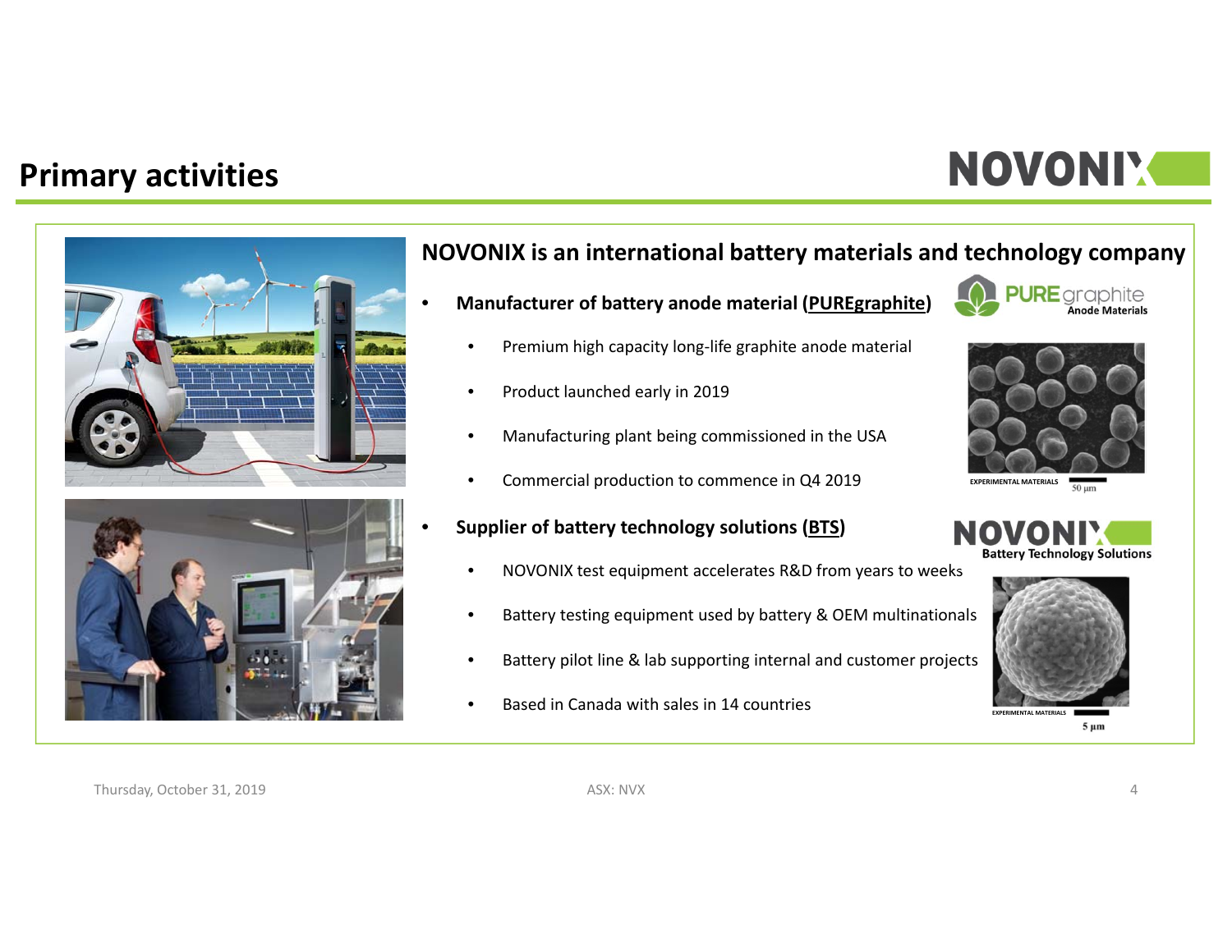# Primary activities

## NOVONIX is an international battery materials and technology company

- **Manufacturer of battery anode material (PUREgraphite)**
  - Premium high capacity long-life graphite anode material
  - Product launched early in 2019
  - Manufacturing plant being commissioned in the USA
  - Commercial production to commence in Q4 2019
- **Supplier of battery technology solutions (BTS)**
  - NOVONIX test equipment accelerates R&D from years to weeks
  - Battery testing equipment used by battery & OEM multinationals
  - Battery pilot line & lab supporting internal and customer projects
  - Based in Canada with sales in 14 countries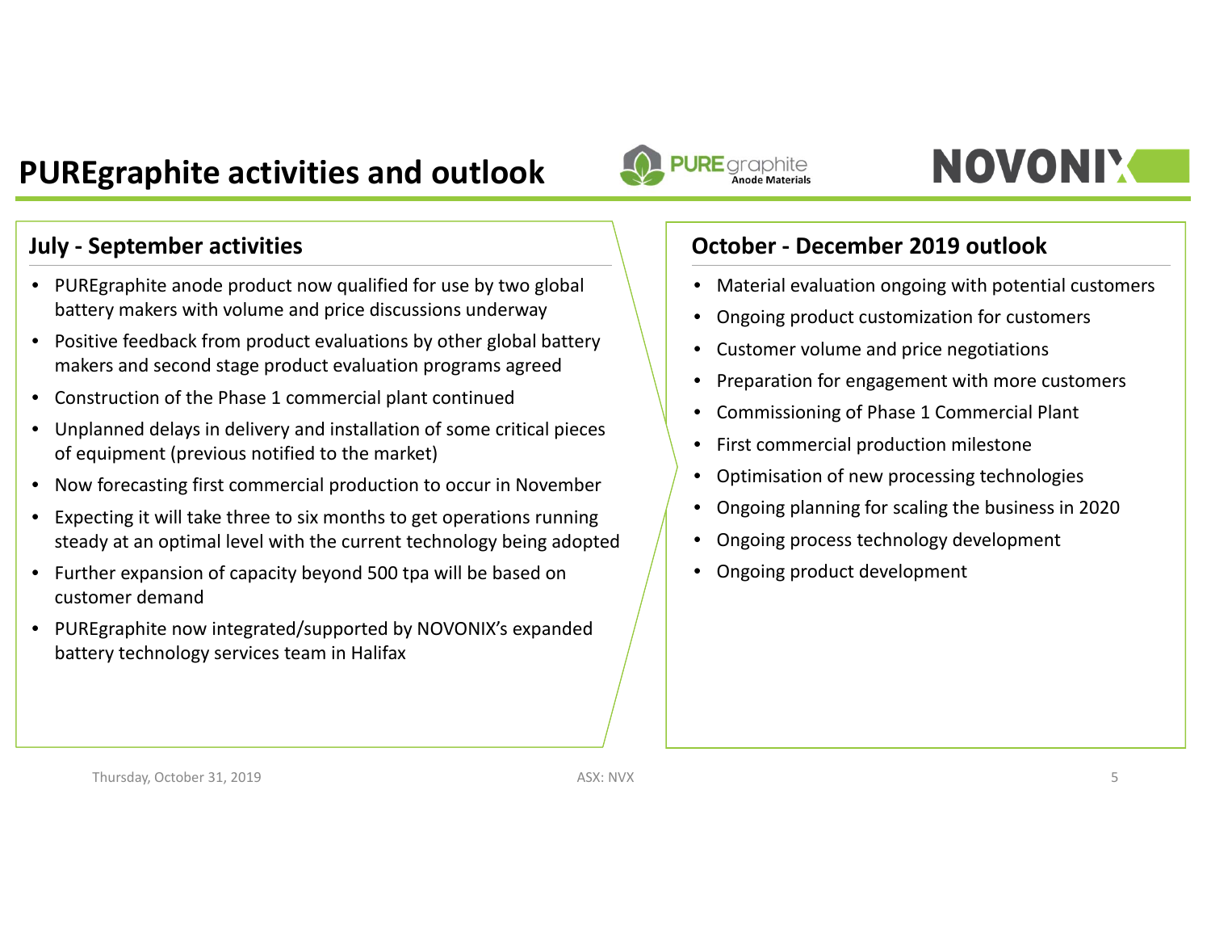# PUREgraphite activities and outlook

## July - September activities

- PUREgraphite anode product now qualified for use by two global battery makers with volume and price discussions underway
- Positive feedback from product evaluations by other global battery makers and second stage product evaluation programs agreed
- Construction of the Phase 1 commercial plant continued
- Unplanned delays in delivery and installation of some critical pieces of equipment (previous notified to the market)
- Now forecasting first commercial production to occur in November
- Expecting it will take three to six months to get operations running steady at an optimal level with the current technology being adopted
- Further expansion of capacity beyond 500 tpa will be based on customer demand
- PUREgraphite now integrated/supported by NOVONIX's expanded battery technology services team in Halifax

## October - December 2019 outlook

- Material evaluation ongoing with potential customers
- Ongoing product customization for customers
- Customer volume and price negotiations
- Preparation for engagement with more customers
- Commissioning of Phase 1 Commercial Plant
- First commercial production milestone
- Optimisation of new processing technologies
- Ongoing planning for scaling the business in 2020
- Ongoing process technology development
- Ongoing product development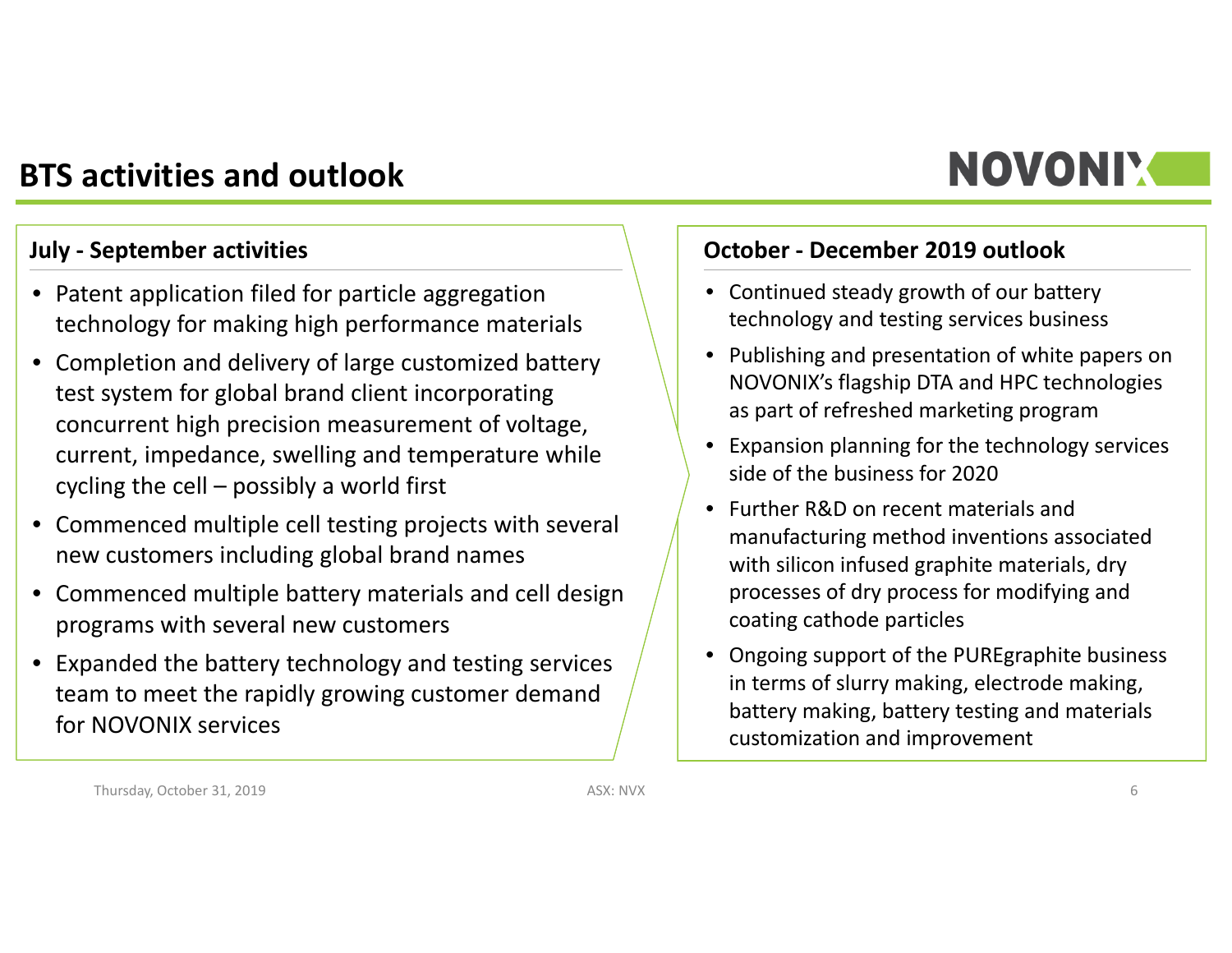# BTS activities and outlook

## July - September activities

- Patent application filed for particle aggregation technology for making high performance materials
- Completion and delivery of large customized battery test system for global brand client incorporating concurrent high precision measurement of voltage, current, impedance, swelling and temperature while cycling the cell – possibly a world first
- Commenced multiple cell testing projects with several new customers including global brand names
- Commenced multiple battery materials and cell design programs with several new customers
- Expanded the battery technology and testing services team to meet the rapidly growing customer demand for NOVONIX services

## October - December 2019 outlook

- Continued steady growth of our battery technology and testing services business
- Publishing and presentation of white papers on NOVONIX's flagship DTA and HPC technologies as part of refreshed marketing program
- Expansion planning for the technology services side of the business for 2020
- Further R&D on recent materials and manufacturing method inventions associated with silicon infused graphite materials, dry processes of dry process for modifying and coating cathode particles
- Ongoing support of the PUREgraphite business in terms of slurry making, electrode making, battery making, battery testing and materials customization and improvement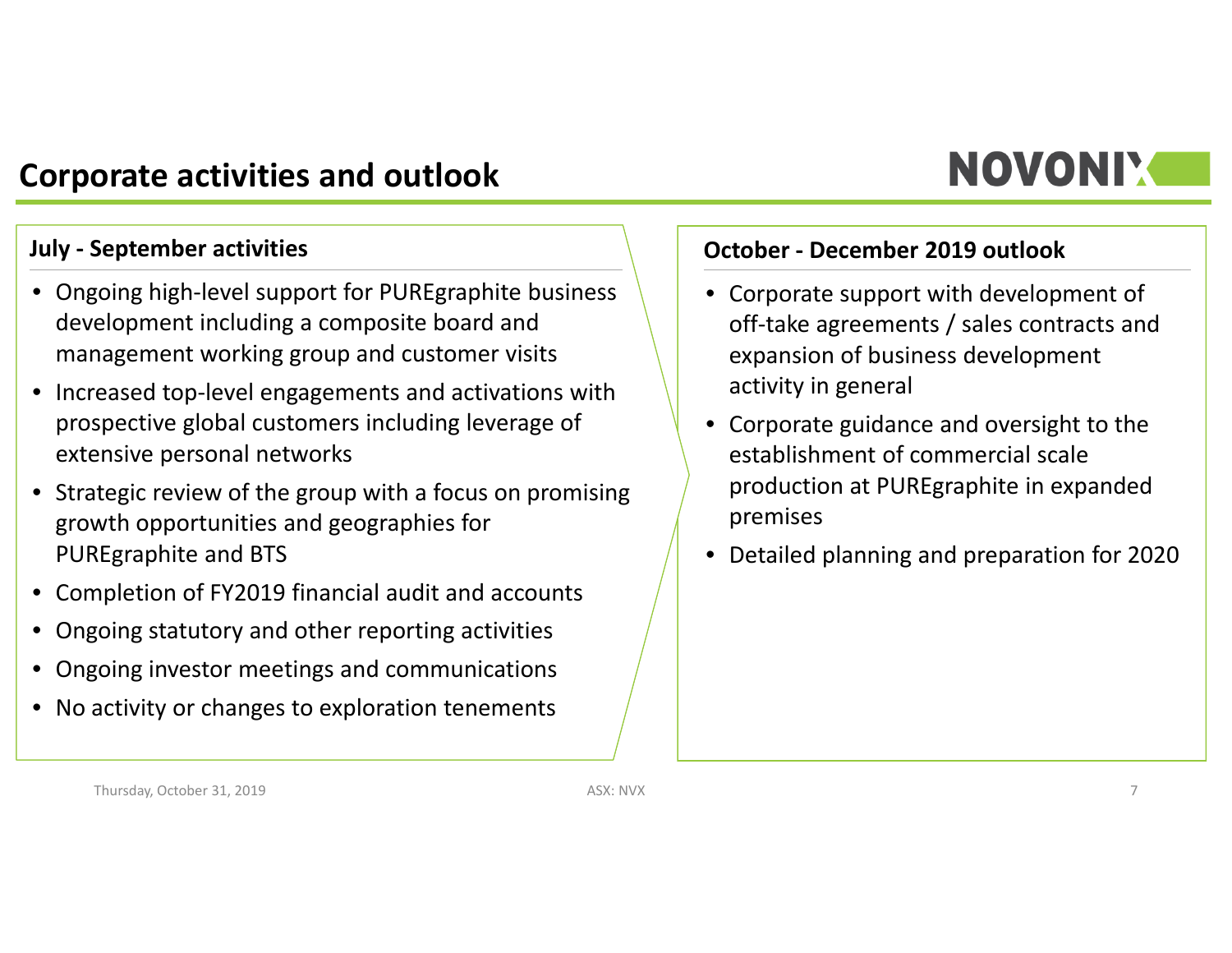# Corporate activities and outlook

## July - September activities

- Ongoing high-level support for PUREgraphite business development including a composite board and management working group and customer visits
- Increased top-level engagements and activations with prospective global customers including leverage of extensive personal networks
- Strategic review of the group with a focus on promising growth opportunities and geographies for PUREgraphite and BTS
- Completion of FY2019 financial audit and accounts
- Ongoing statutory and other reporting activities
- Ongoing investor meetings and communications
- No activity or changes to exploration tenements

## October - December 2019 outlook

- Corporate support with development of off-take agreements / sales contracts and expansion of business development activity in general
- Corporate guidance and oversight to the establishment of commercial scale production at PUREgraphite in expanded premises
- Detailed planning and preparation for 2020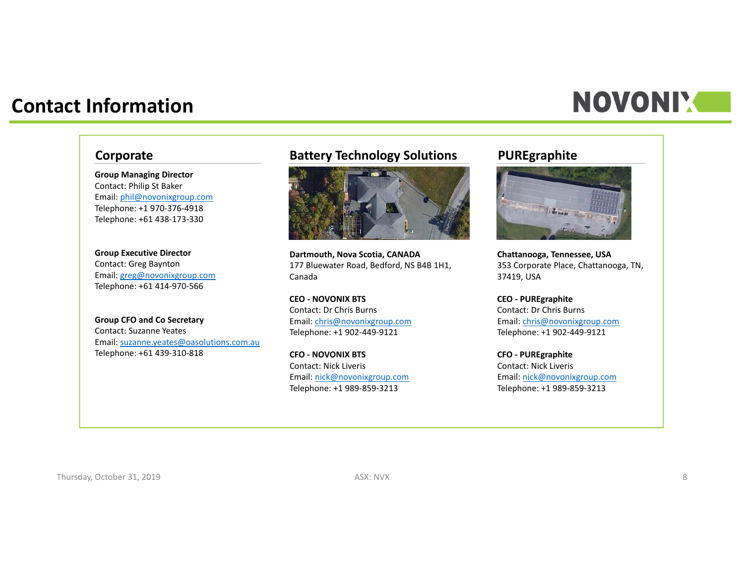# Contact Information

## Corporate

**Group Managing Director**
Contact: Philip St Baker
Email: phil@novonixgroup.com
Telephone: +1 970-376-4918
Telephone: +61 438-173-330

**Group Executive Director**
Contact: Greg Baynton
Email: greg@novonixgroup.com
Telephone: +61 414-970-566

**Group CFO and Co Secretary**
Contact: Suzanne Yeates
Email: suzanne.yeates@oasolutions.com.au
Telephone: +61 439-310-818

## Battery Technology Solutions

**Dartmouth, Nova Scotia, CANADA**
177 Bluewater Road, Bedford, NS B4B 1H1, Canada

**CEO - NOVONIX BTS**
Contact: Dr Chris Burns
Email: chris@novonixgroup.com
Telephone: +1 902-449-9121

**CFO - NOVONIX BTS**
Contact: Nick Liveris
Email: nick@novonixgroup.com
Telephone: +1 989-859-3213

## PUREgraphite

**Chattanooga, Tennessee, USA**
353 Corporate Place, Chattanooga, TN, 37419, USA

**CEO - PUREgraphite**
Contact: Dr Chris Burns
Email: chris@novonixgroup.com
Telephone: +1 902-449-9121

**CFO - PUREgraphite**
Contact: Nick Liveris
Email: nick@novonixgroup.com
Telephone: +1 989-859-3213